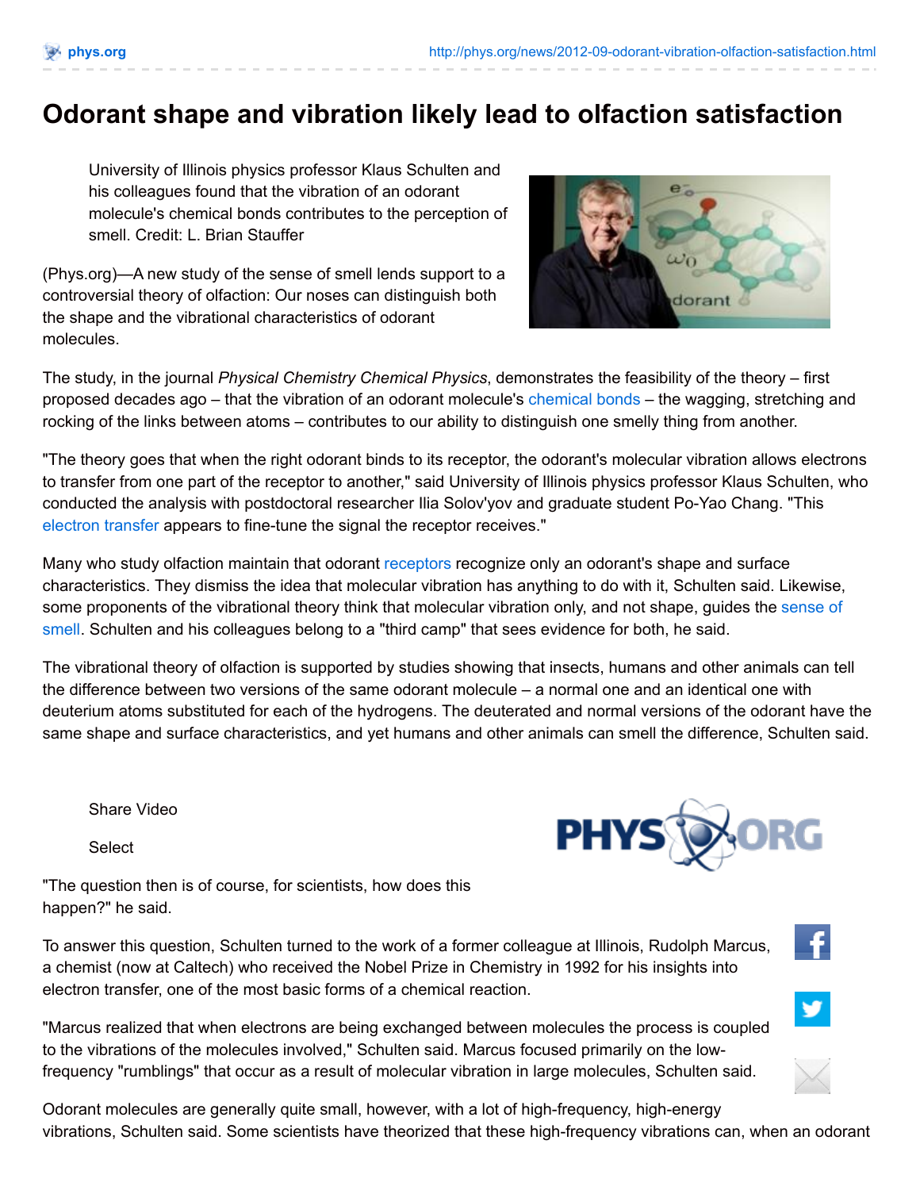# Odorant shape and vibration likely lead to olfaction satisfaction

University of Illinois physics professor Klaus Schulten and his colleagues found that the vibration of an odorant molecule's chemical bonds contributes to the perception of smell. Credit: L. Brian Stauffer

(Phys.org)—A new study of the sense of smell lends support to a controversial theory of olfaction: Our noses can distinguish both the shape and the vibrational characteristics of odorant molecules.

The study, in the journal *Physical Chemistry Chemical Physics*, demonstrates the feasibility of the theory – first proposed decades ago – that the vibration of an odorant molecule's chemical bonds – the wagging, stretching and rocking of the links between atoms – contributes to our ability to distinguish one smelly thing from another.

"The theory goes that when the right odorant binds to its receptor, the odorant's molecular vibration allows electrons to transfer from one part of the receptor to another," said University of Illinois physics professor Klaus Schulten, who conducted the analysis with postdoctoral researcher Ilia Solov'yov and graduate student Po-Yao Chang. "This electron transfer appears to fine-tune the signal the receptor receives."

Many who study olfaction maintain that odorant receptors recognize only an odorant's shape and surface characteristics. They dismiss the idea that molecular vibration has anything to do with it, Schulten said. Likewise, some proponents of the vibrational theory think that molecular vibration only, and not shape, guides the sense of smell. Schulten and his colleagues belong to a "third camp" that sees evidence for both, he said.

The vibrational theory of olfaction is supported by studies showing that insects, humans and other animals can tell the difference between two versions of the same odorant molecule – a normal one and an identical one with deuterium atoms substituted for each of the hydrogens. The deuterated and normal versions of the odorant have the same shape and surface characteristics, and yet humans and other animals can smell the difference, Schulten said.

Share Video

Select

"The question then is of course, for scientists, how does this happen?" he said.

To answer this question, Schulten turned to the work of a former colleague at Illinois, Rudolph Marcus, a chemist (now at Caltech) who received the Nobel Prize in Chemistry in 1992 for his insights into electron transfer, one of the most basic forms of a chemical reaction.

"Marcus realized that when electrons are being exchanged between molecules the process is coupled to the vibrations of the molecules involved," Schulten said. Marcus focused primarily on the low-frequency "rumblings" that occur as a result of molecular vibration in large molecules, Schulten said.

Odorant molecules are generally quite small, however, with a lot of high-frequency, high-energy vibrations, Schulten said. Some scientists have theorized that these high-frequency vibrations can, when an odorant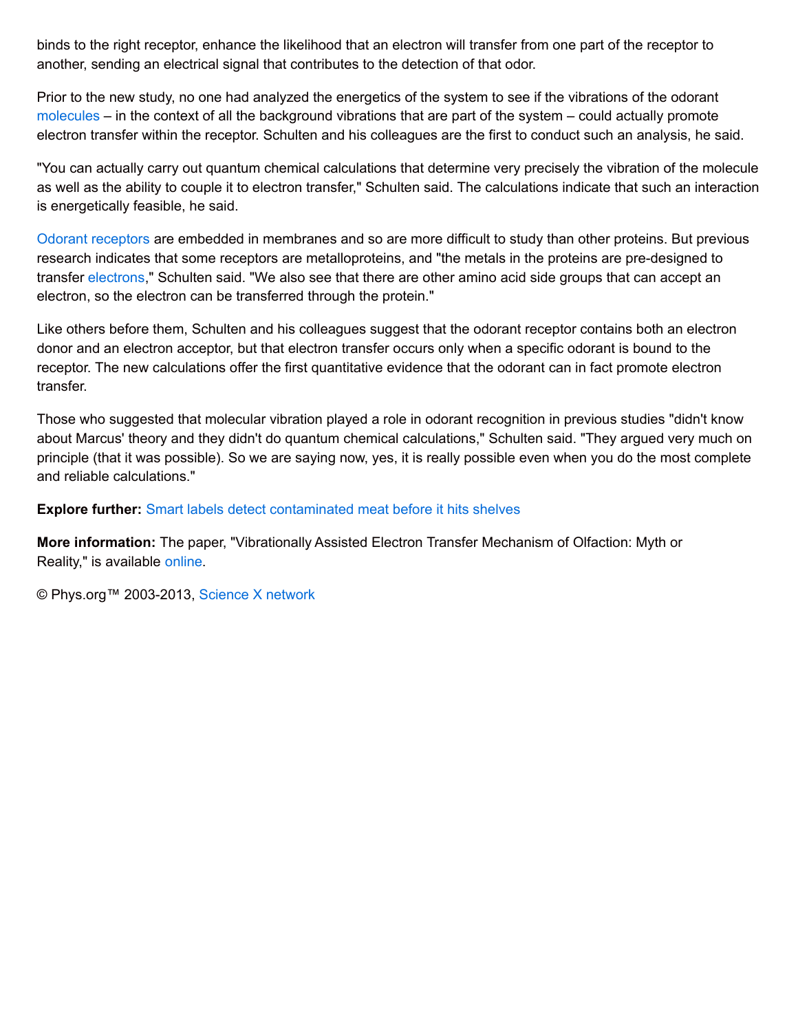binds to the right receptor, enhance the likelihood that an electron will transfer from one part of the receptor to another, sending an electrical signal that contributes to the detection of that odor.

Prior to the new study, no one had analyzed the energetics of the system to see if the vibrations of the odorant molecules – in the context of all the background vibrations that are part of the system – could actually promote electron transfer within the receptor. Schulten and his colleagues are the first to conduct such an analysis, he said.

"You can actually carry out quantum chemical calculations that determine very precisely the vibration of the molecule as well as the ability to couple it to electron transfer," Schulten said. The calculations indicate that such an interaction is energetically feasible, he said.

Odorant receptors are embedded in membranes and so are more difficult to study than other proteins. But previous research indicates that some receptors are metalloproteins, and "the metals in the proteins are pre-designed to transfer electrons," Schulten said. "We also see that there are other amino acid side groups that can accept an electron, so the electron can be transferred through the protein."

Like others before them, Schulten and his colleagues suggest that the odorant receptor contains both an electron donor and an electron acceptor, but that electron transfer occurs only when a specific odorant is bound to the receptor. The new calculations offer the first quantitative evidence that the odorant can in fact promote electron transfer.

Those who suggested that molecular vibration played a role in odorant recognition in previous studies "didn't know about Marcus' theory and they didn't do quantum chemical calculations," Schulten said. "They argued very much on principle (that it was possible). So we are saying now, yes, it is really possible even when you do the most complete and reliable calculations."

**Explore further:** Smart labels detect contaminated meat before it hits shelves

**More information:** The paper, "Vibrationally Assisted Electron Transfer Mechanism of Olfaction: Myth or Reality," is available online.

© Phys.org™ 2003-2013, Science X network